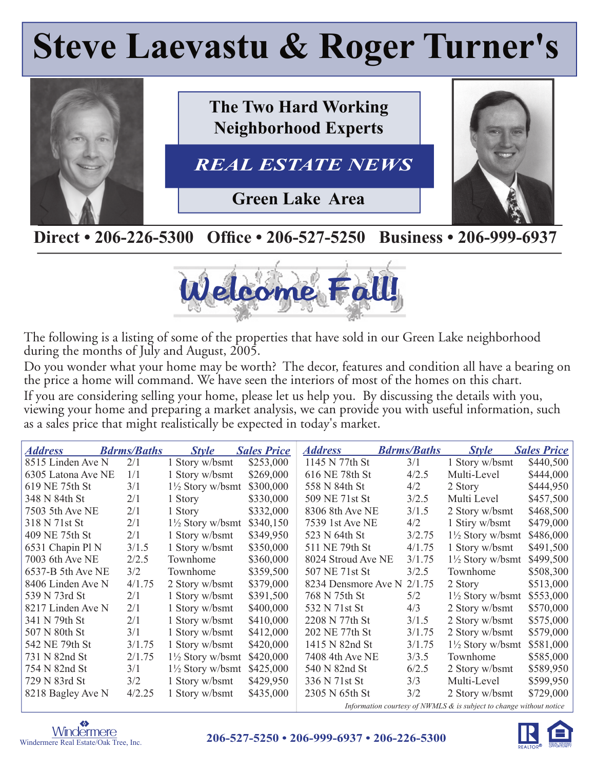# Steve Laevastu & Roger Turner's

**The Two Hard Working Neighborhood Experts**

***REAL ESTATE NEWS***

**Green Lake Area**

**Direct • 206-226-5300  Office • 206-527-5250  Business • 206-999-6937**

## Welcome Fall!

The following is a listing of some of the properties that have sold in our Green Lake neighborhood during the months of July and August, 2005.

Do you wonder what your home may be worth? The decor, features and condition all have a bearing on the price a home will command. We have seen the interiors of most of the homes on this chart.

If you are considering selling your home, please let us help you. By discussing the details with you, viewing your home and preparing a market analysis, we can provide you with useful information, such as a sales price that might realistically be expected in today's market.

| Address | Bdrms/Baths | Style | Sales Price |
|---|---|---|---|
| 8515 Linden Ave N | 2/1 | 1 Story w/bsmt | $253,000 |
| 6305 Latona Ave NE | 1/1 | 1 Story w/bsmt | $269,000 |
| 619 NE 75th St | 3/1 | 1½ Story w/bsmt | $300,000 |
| 348 N 84th St | 2/1 | 1 Story | $330,000 |
| 7503 5th Ave NE | 2/1 | 1 Story | $332,000 |
| 318 N 71st St | 2/1 | 1½ Story w/bsmt | $340,150 |
| 409 NE 75th St | 2/1 | 1 Story w/bsmt | $349,950 |
| 6531 Chapin Pl N | 3/1.5 | 1 Story w/bsmt | $350,000 |
| 7003 6th Ave NE | 2/2.5 | Townhome | $360,000 |
| 6537-B 5th Ave NE | 3/2 | Townhome | $359,500 |
| 8406 Linden Ave N | 4/1.75 | 2 Story w/bsmt | $379,000 |
| 539 N 73rd St | 2/1 | 1 Story w/bsmt | $391,500 |
| 8217 Linden Ave N | 2/1 | 1 Story w/bsmt | $400,000 |
| 341 N 79th St | 2/1 | 1 Story w/bsmt | $410,000 |
| 507 N 80th St | 3/1 | 1 Story w/bsmt | $412,000 |
| 542 NE 79th St | 3/1.75 | 1 Story w/bsmt | $420,000 |
| 731 N 82nd St | 2/1.75 | 1½ Story w/bsmt | $420,000 |
| 754 N 82nd St | 3/1 | 1½ Story w/bsmt | $425,000 |
| 729 N 83rd St | 3/2 | 1 Story w/bsmt | $429,950 |
| 8218 Bagley Ave N | 4/2.25 | 1 Story w/bsmt | $435,000 |
| 1145 N 77th St | 3/1 | 1 Story w/bsmt | $440,500 |
| 616 NE 78th St | 4/2.5 | Multi-Level | $444,000 |
| 558 N 84th St | 4/2 | 2 Story | $444,950 |
| 509 NE 71st St | 3/2.5 | Multi Level | $457,500 |
| 8306 8th Ave NE | 3/1.5 | 2 Story w/bsmt | $468,500 |
| 7539 1st Ave NE | 4/2 | 1 Stiry w/bsmt | $479,000 |
| 523 N 64th St | 3/2.75 | 1½ Story w/bsmt | $486,000 |
| 511 NE 79th St | 4/1.75 | 1 Story w/bsmt | $491,500 |
| 8024 Stroud Ave NE | 3/1.75 | 1½ Story w/bsmt | $499,500 |
| 507 NE 71st St | 3/2.5 | Townhome | $508,300 |
| 8234 Densmore Ave N | 2/1.75 | 2 Story | $513,000 |
| 768 N 75th St | 5/2 | 1½ Story w/bsmt | $553,000 |
| 532 N 71st St | 4/3 | 2 Story w/bsmt | $570,000 |
| 2208 N 77th St | 3/1.5 | 2 Story w/bsmt | $575,000 |
| 202 NE 77th St | 3/1.75 | 2 Story w/bsmt | $579,000 |
| 1415 N 82nd St | 3/1.75 | 1½ Story w/bsmt | $581,000 |
| 7408 4th Ave NE | 3/3.5 | Townhome | $585,000 |
| 540 N 82nd St | 6/2.5 | 2 Story w/bsmt | $589,950 |
| 336 N 71st St | 3/3 | Multi-Level | $599,950 |
| 2305 N 65th St | 3/2 | 2 Story w/bsmt | $729,000 |

*Information courtesy of NWMLS & is subject to change without notice*

Windermere Real Estate/Oak Tree, Inc.

**206-527-5250 • 206-999-6937 • 206-226-5300**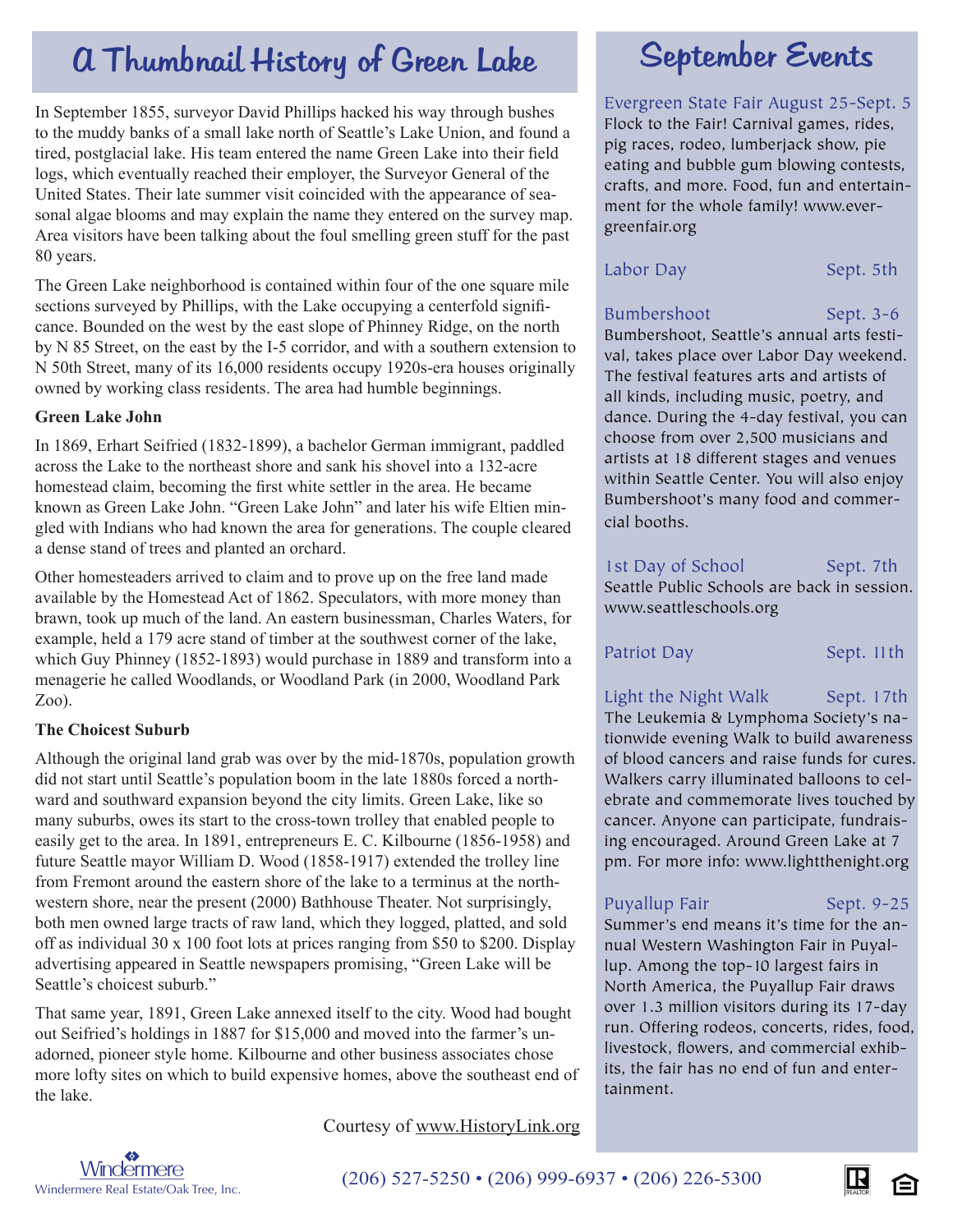# A Thumbnail History of Green Lake

In September 1855, surveyor David Phillips hacked his way through bushes to the muddy banks of a small lake north of Seattle's Lake Union, and found a tired, postglacial lake. His team entered the name Green Lake into their field logs, which eventually reached their employer, the Surveyor General of the United States. Their late summer visit coincided with the appearance of seasonal algae blooms and may explain the name they entered on the survey map. Area visitors have been talking about the foul smelling green stuff for the past 80 years.

The Green Lake neighborhood is contained within four of the one square mile sections surveyed by Phillips, with the Lake occupying a centerfold significance. Bounded on the west by the east slope of Phinney Ridge, on the north by N 85 Street, on the east by the I-5 corridor, and with a southern extension to N 50th Street, many of its 16,000 residents occupy 1920s-era houses originally owned by working class residents. The area had humble beginnings.

**Green Lake John**

In 1869, Erhart Seifried (1832-1899), a bachelor German immigrant, paddled across the Lake to the northeast shore and sank his shovel into a 132-acre homestead claim, becoming the first white settler in the area. He became known as Green Lake John. "Green Lake John" and later his wife Eltien mingled with Indians who had known the area for generations. The couple cleared a dense stand of trees and planted an orchard.

Other homesteaders arrived to claim and to prove up on the free land made available by the Homestead Act of 1862. Speculators, with more money than brawn, took up much of the land. An eastern businessman, Charles Waters, for example, held a 179 acre stand of timber at the southwest corner of the lake, which Guy Phinney (1852-1893) would purchase in 1889 and transform into a menagerie he called Woodlands, or Woodland Park (in 2000, Woodland Park Zoo).

**The Choicest Suburb**

Although the original land grab was over by the mid-1870s, population growth did not start until Seattle's population boom in the late 1880s forced a northward and southward expansion beyond the city limits. Green Lake, like so many suburbs, owes its start to the cross-town trolley that enabled people to easily get to the area. In 1891, entrepreneurs E. C. Kilbourne (1856-1958) and future Seattle mayor William D. Wood (1858-1917) extended the trolley line from Fremont around the eastern shore of the lake to a terminus at the northwestern shore, near the present (2000) Bathhouse Theater. Not surprisingly, both men owned large tracts of raw land, which they logged, platted, and sold off as individual 30 x 100 foot lots at prices ranging from $50 to $200. Display advertising appeared in Seattle newspapers promising, "Green Lake will be Seattle's choicest suburb."

That same year, 1891, Green Lake annexed itself to the city. Wood had bought out Seifried's holdings in 1887 for $15,000 and moved into the farmer's unadorned, pioneer style home. Kilbourne and other business associates chose more lofty sites on which to build expensive homes, above the southeast end of the lake.

Courtesy of www.HistoryLink.org

# September Events

**Evergreen State Fair August 25-Sept. 5**
Flock to the Fair! Carnival games, rides, pig races, rodeo, lumberjack show, pie eating and bubble gum blowing contests, crafts, and more. Food, fun and entertainment for the whole family! www.evergreenfair.org

**Labor Day** — Sept. 5th

**Bumbershoot** — Sept. 3-6
Bumbershoot, Seattle's annual arts festival, takes place over Labor Day weekend. The festival features arts and artists of all kinds, including music, poetry, and dance. During the 4-day festival, you can choose from over 2,500 musicians and artists at 18 different stages and venues within Seattle Center. You will also enjoy Bumbershoot's many food and commercial booths.

**1st Day of School** — Sept. 7th
Seattle Public Schools are back in session. www.seattleschools.org

**Patriot Day** — Sept. 11th

**Light the Night Walk** — Sept. 17th
The Leukemia & Lymphoma Society's nationwide evening Walk to build awareness of blood cancers and raise funds for cures. Walkers carry illuminated balloons to celebrate and commemorate lives touched by cancer. Anyone can participate, fundraising encouraged. Around Green Lake at 7 pm. For more info: www.lightthenight.org

**Puyallup Fair** — Sept. 9-25
Summer's end means it's time for the annual Western Washington Fair in Puyallup. Among the top-10 largest fairs in North America, the Puyallup Fair draws over 1.3 million visitors during its 17-day run. Offering rodeos, concerts, rides, food, livestock, flowers, and commercial exhibits, the fair has no end of fun and entertainment.

Windermere
Windermere Real Estate/Oak Tree, Inc.

(206) 527-5250 • (206) 999-6937 • (206) 226-5300